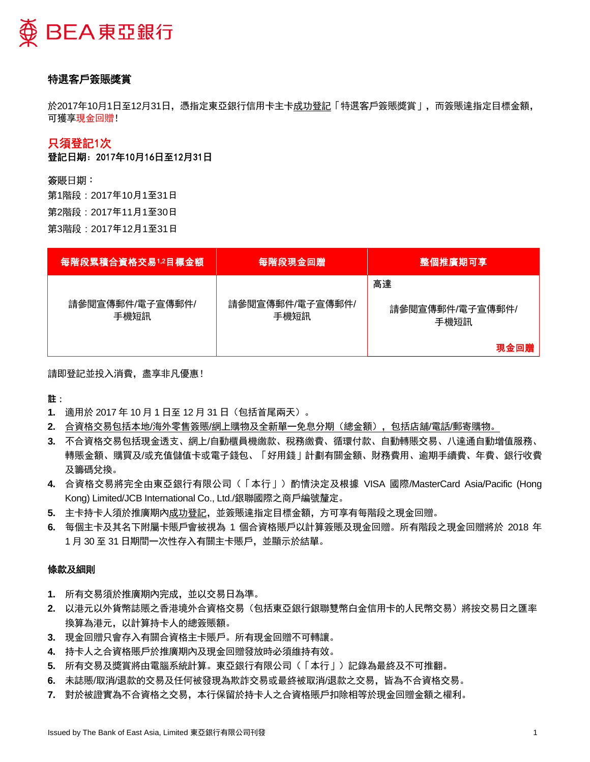**BEA東亞銀行**

## 特選客戶簽賬獎賞

於2017年10月1日至12月31日，憑指定東亞銀行信用卡主卡成功登記「特選客戶簽賬獎賞」，而簽賬達指定目標金額，可獲享現金回贈！

### 只須登記1次

**登記日期：2017年10月16日至12月31日**

簽賬日期：

第1階段：2017年10月1至31日

第2階段：2017年11月1至30日

第3階段：2017年12月1至31日

| 每階段累積合資格交易[1,2]目標金額 | 每階段現金回贈 | 整個推廣期可享 |
|---|---|---|
| 請參閱宣傳郵件/電子宣傳郵件/手機短訊 | 請參閱宣傳郵件/電子宣傳郵件/手機短訊 | 高達 請參閱宣傳郵件/電子宣傳郵件/手機短訊 **現金回贈** |

請即登記並投入消費，盡享非凡優惠！

**註：**

1. 適用於 2017 年 10 月 1 日至 12 月 31 日（包括首尾兩天）。
2. 合資格交易包括本地/海外零售簽賬/網上購物及全新單一免息分期（總金額），包括店舖/電話/郵寄購物。
3. 不合資格交易包括現金透支、網上/自動櫃員機繳款、稅務繳費、循環付款、自動轉賬交易、八達通自動增值服務、轉賬金額、購買及/或充值儲值卡或電子錢包、「好用錢」計劃有關金額、財務費用、逾期手續費、年費、銀行收費及籌碼兌換。
4. 合資格交易將完全由東亞銀行有限公司（「本行」）酌情決定及根據 VISA 國際/MasterCard Asia/Pacific (Hong Kong) Limited/JCB International Co., Ltd./銀聯國際之商戶編號釐定。
5. 主卡持卡人須於推廣期內成功登記，並簽賬達指定目標金額，方可享有每階段之現金回贈。
6. 每個主卡及其名下附屬卡賬戶會被視為 1 個合資格賬戶以計算簽賬及現金回贈。所有階段之現金回贈將於 2018 年 1 月 30 至 31 日期間一次性存入有關主卡賬戶，並顯示於結單。

### 條款及細則

1. 所有交易須於推廣期內完成，並以交易日為準。
2. 以港元以外貨幣誌賬之香港境外合資格交易（包括東亞銀行銀聯雙幣白金信用卡的人民幣交易）將按交易日之匯率換算為港元，以計算持卡人的總簽賬額。
3. 現金回贈只會存入有關合資格主卡賬戶。所有現金回贈不可轉讓。
4. 持卡人之合資格賬戶於推廣期內及現金回贈發放時必須維持有效。
5. 所有交易及獎賞將由電腦系統計算。東亞銀行有限公司（「本行」）記錄為最終及不可推翻。
6. 未誌賬/取消/退款的交易及任何被發現為欺詐交易或最終被取消/退款之交易，皆為不合資格交易。
7. 對於被證實為不合資格之交易，本行保留於持卡人之合資格賬戶扣除相等於現金回贈金額之權利。

Issued by The Bank of East Asia, Limited 東亞銀行有限公司刊發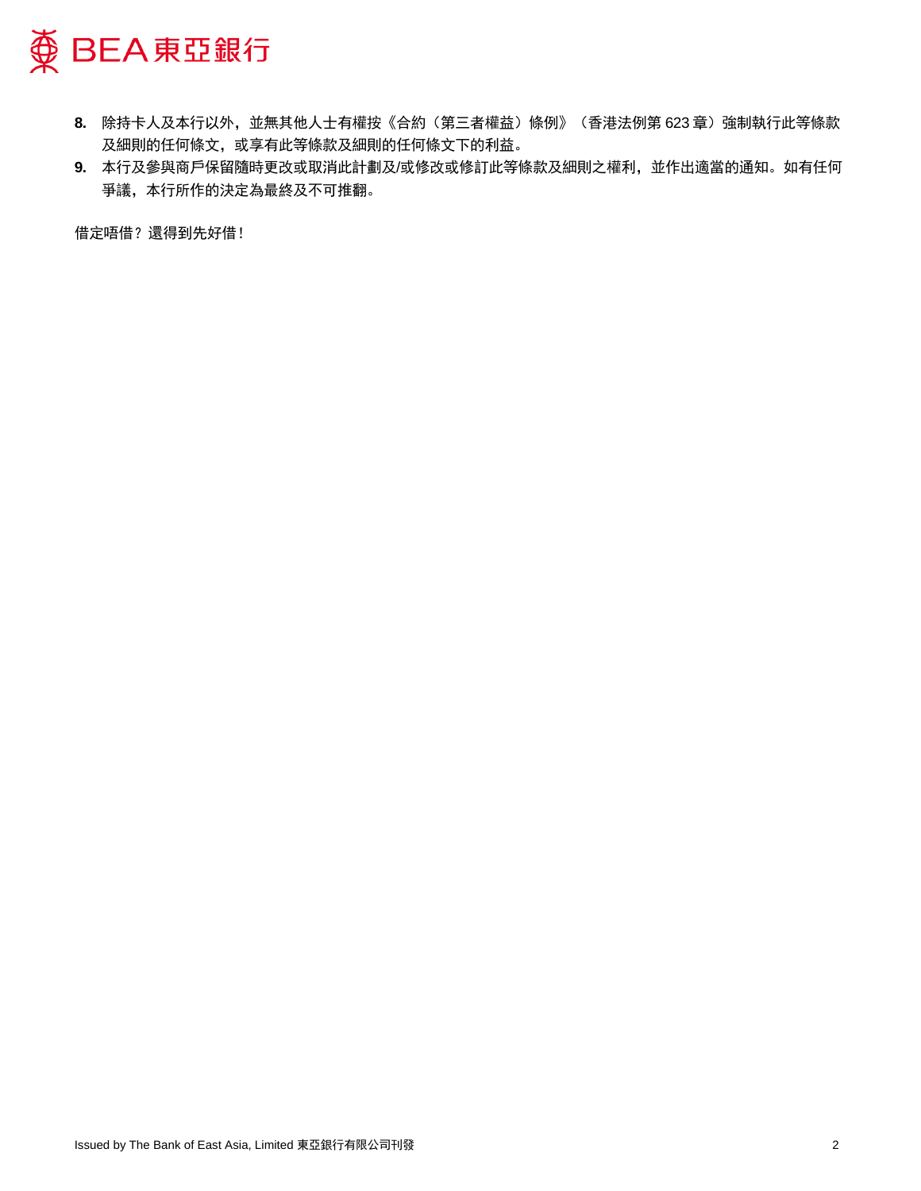8. 除持卡人及本行以外，並無其他人士有權按《合約（第三者權益）條例》（香港法例第 623 章）強制執行此等條款及細則的任何條文，或享有此等條款及細則的任何條文下的利益。
9. 本行及參與商戶保留隨時更改或取消此計劃及/或修改或修訂此等條款及細則之權利，並作出適當的通知。如有任何爭議，本行所作的決定為最終及不可推翻。

借定唔借？還得到先好借！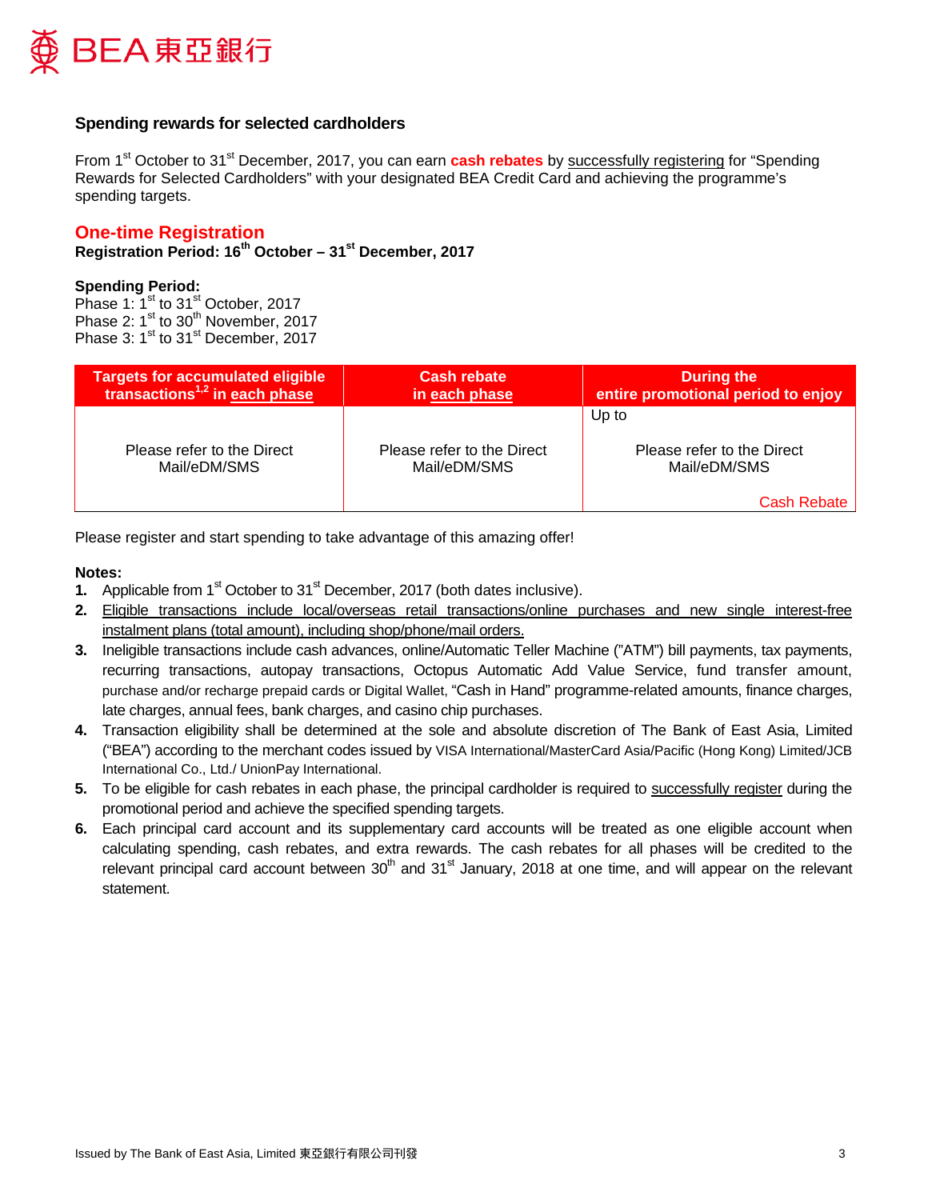## Spending rewards for selected cardholders

From 1st October to 31st December, 2017, you can earn **cash rebates** by successfully registering for "Spending Rewards for Selected Cardholders" with your designated BEA Credit Card and achieving the programme's spending targets.

### One-time Registration

**Registration Period: 16th October – 31st December, 2017**

**Spending Period:**
Phase 1: 1st to 31st October, 2017
Phase 2: 1st to 30th November, 2017
Phase 3: 1st to 31st December, 2017

| Targets for accumulated eligible transactions[1,2] in each phase | Cash rebate in each phase | During the entire promotional period to enjoy |
|---|---|---|
| Please refer to the Direct Mail/eDM/SMS | Please refer to the Direct Mail/eDM/SMS | Up to Please refer to the Direct Mail/eDM/SMS Cash Rebate |

Please register and start spending to take advantage of this amazing offer!

**Notes:**

1. Applicable from 1st October to 31st December, 2017 (both dates inclusive).
2. Eligible transactions include local/overseas retail transactions/online purchases and new single interest-free instalment plans (total amount), including shop/phone/mail orders.
3. Ineligible transactions include cash advances, online/Automatic Teller Machine ("ATM") bill payments, tax payments, recurring transactions, autopay transactions, Octopus Automatic Add Value Service, fund transfer amount, purchase and/or recharge prepaid cards or Digital Wallet, "Cash in Hand" programme-related amounts, finance charges, late charges, annual fees, bank charges, and casino chip purchases.
4. Transaction eligibility shall be determined at the sole and absolute discretion of The Bank of East Asia, Limited ("BEA") according to the merchant codes issued by VISA International/MasterCard Asia/Pacific (Hong Kong) Limited/JCB International Co., Ltd./ UnionPay International.
5. To be eligible for cash rebates in each phase, the principal cardholder is required to successfully register during the promotional period and achieve the specified spending targets.
6. Each principal card account and its supplementary card accounts will be treated as one eligible account when calculating spending, cash rebates, and extra rewards. The cash rebates for all phases will be credited to the relevant principal card account between 30th and 31st January, 2018 at one time, and will appear on the relevant statement.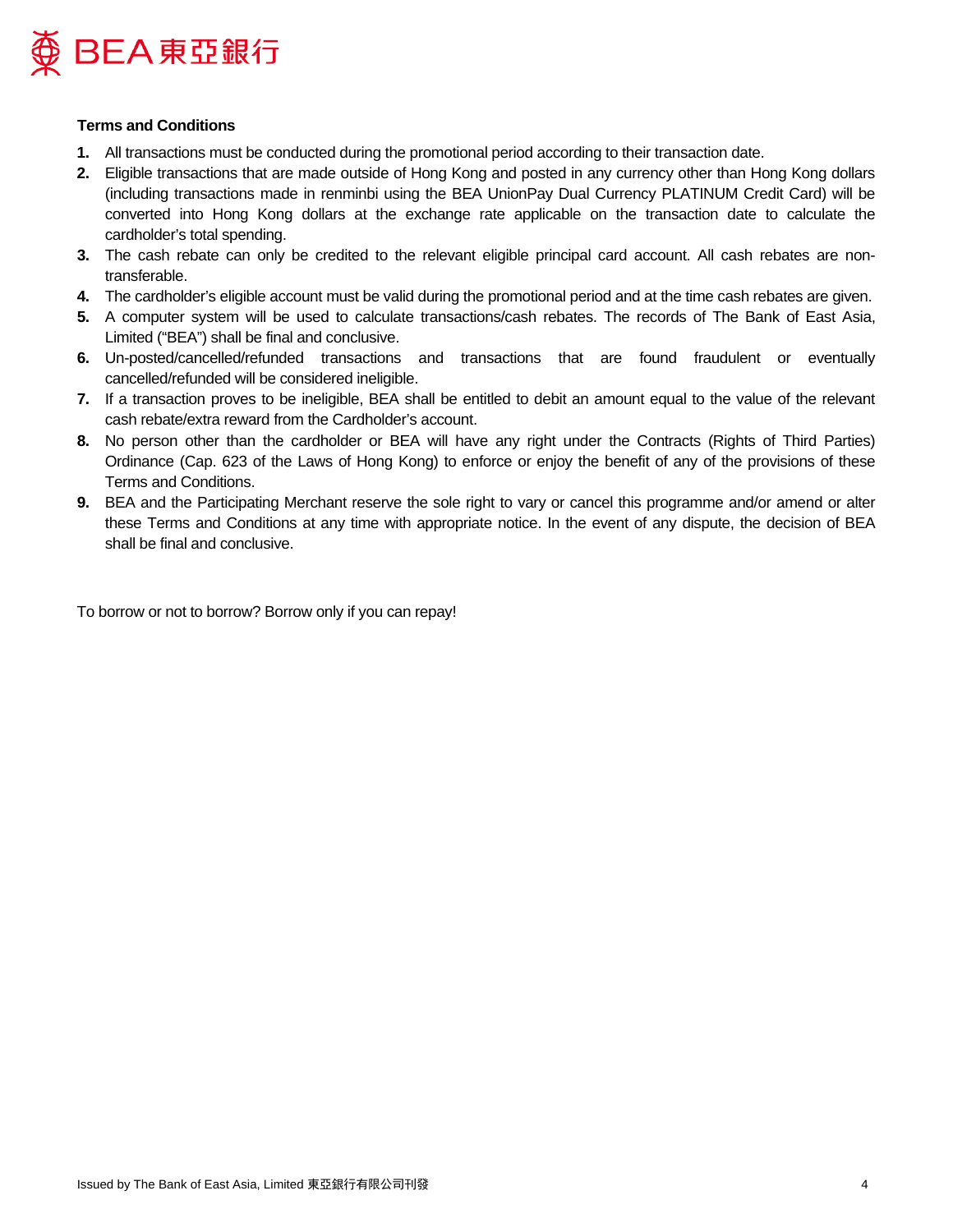**Terms and Conditions**

1. All transactions must be conducted during the promotional period according to their transaction date.
2. Eligible transactions that are made outside of Hong Kong and posted in any currency other than Hong Kong dollars (including transactions made in renminbi using the BEA UnionPay Dual Currency PLATINUM Credit Card) will be converted into Hong Kong dollars at the exchange rate applicable on the transaction date to calculate the cardholder's total spending.
3. The cash rebate can only be credited to the relevant eligible principal card account. All cash rebates are non-transferable.
4. The cardholder's eligible account must be valid during the promotional period and at the time cash rebates are given.
5. A computer system will be used to calculate transactions/cash rebates. The records of The Bank of East Asia, Limited ("BEA") shall be final and conclusive.
6. Un-posted/cancelled/refunded transactions and transactions that are found fraudulent or eventually cancelled/refunded will be considered ineligible.
7. If a transaction proves to be ineligible, BEA shall be entitled to debit an amount equal to the value of the relevant cash rebate/extra reward from the Cardholder's account.
8. No person other than the cardholder or BEA will have any right under the Contracts (Rights of Third Parties) Ordinance (Cap. 623 of the Laws of Hong Kong) to enforce or enjoy the benefit of any of the provisions of these Terms and Conditions.
9. BEA and the Participating Merchant reserve the sole right to vary or cancel this programme and/or amend or alter these Terms and Conditions at any time with appropriate notice. In the event of any dispute, the decision of BEA shall be final and conclusive.

To borrow or not to borrow? Borrow only if you can repay!

Issued by The Bank of East Asia, Limited 東亞銀行有限公司刊發